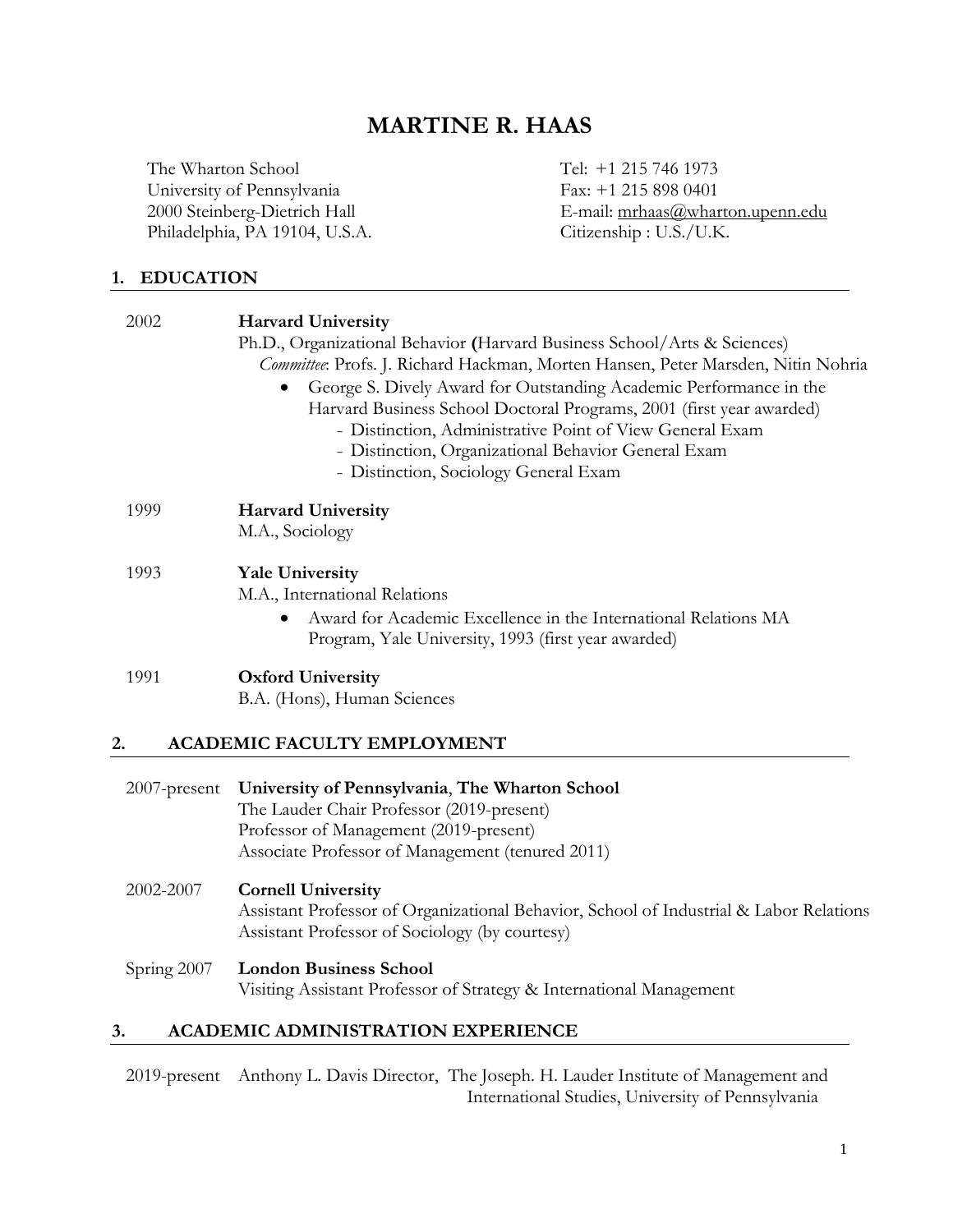# MARTINE R. HAAS

The Wharton School
University of Pennsylvania
2000 Steinberg-Dietrich Hall
Philadelphia, PA 19104, U.S.A.

Tel: +1 215 746 1973
Fax: +1 215 898 0401
E-mail: mrhaas@wharton.upenn.edu
Citizenship : U.S./U.K.

## 1. EDUCATION

**2002 — Harvard University**
Ph.D., Organizational Behavior **(**Harvard Business School/Arts & Sciences)
*Committee*: Profs. J. Richard Hackman, Morten Hansen, Peter Marsden, Nitin Nohria

- George S. Dively Award for Outstanding Academic Performance in the Harvard Business School Doctoral Programs, 2001 (first year awarded)
  - Distinction, Administrative Point of View General Exam
  - Distinction, Organizational Behavior General Exam
  - Distinction, Sociology General Exam

**1999 — Harvard University**
M.A., Sociology

**1993 — Yale University**
M.A., International Relations

- Award for Academic Excellence in the International Relations MA Program, Yale University, 1993 (first year awarded)

**1991 — Oxford University**
B.A. (Hons), Human Sciences

## 2. ACADEMIC FACULTY EMPLOYMENT

**2007-present — University of Pennsylvania, The Wharton School**
The Lauder Chair Professor (2019-present)
Professor of Management (2019-present)
Associate Professor of Management (tenured 2011)

**2002-2007 — Cornell University**
Assistant Professor of Organizational Behavior, School of Industrial & Labor Relations
Assistant Professor of Sociology (by courtesy)

**Spring 2007 — London Business School**
Visiting Assistant Professor of Strategy & International Management

## 3. ACADEMIC ADMINISTRATION EXPERIENCE

2019-present — Anthony L. Davis Director, The Joseph. H. Lauder Institute of Management and International Studies, University of Pennsylvania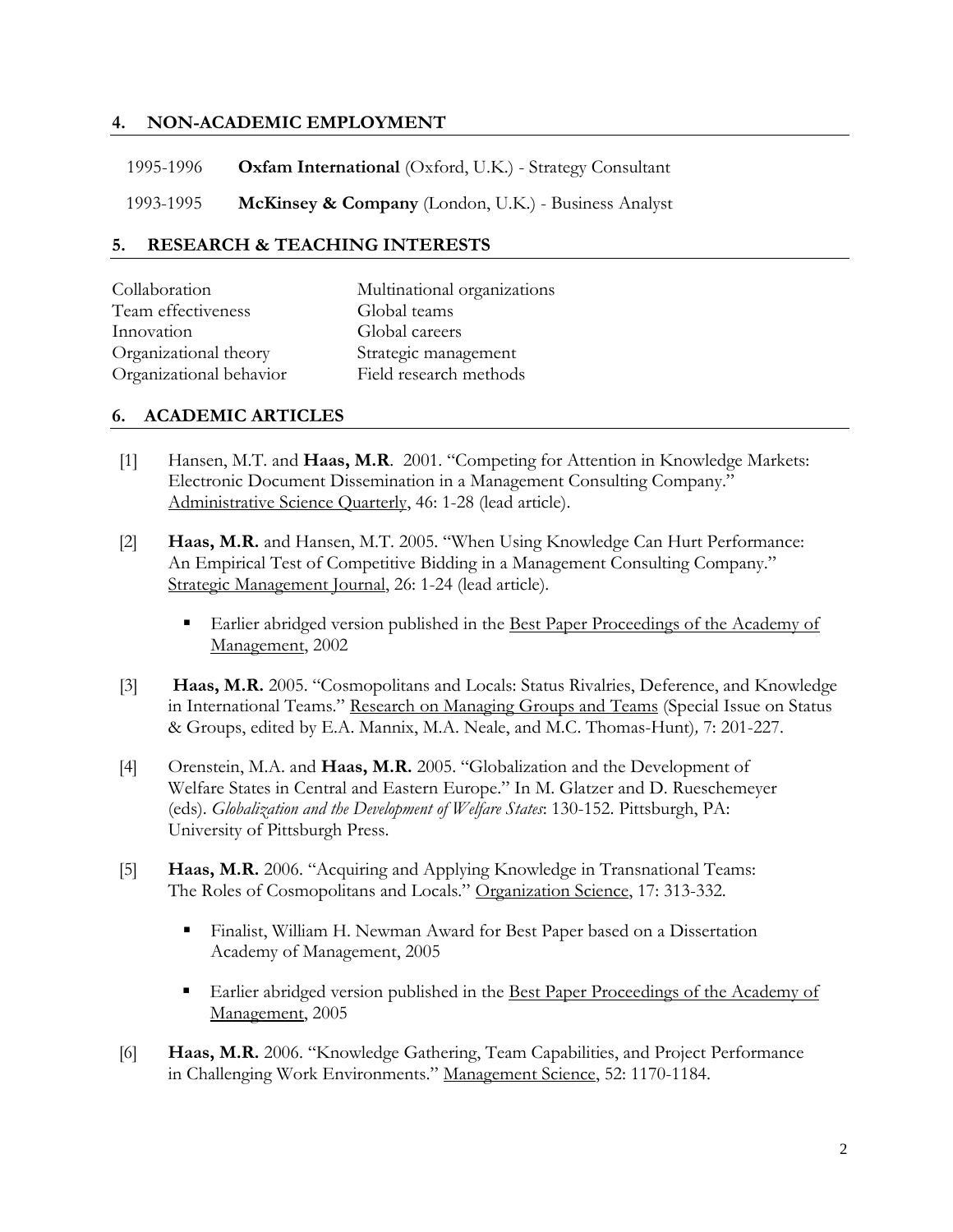## 4. NON-ACADEMIC EMPLOYMENT

1995-1996 **Oxfam International** (Oxford, U.K.) - Strategy Consultant

1993-1995 **McKinsey & Company** (London, U.K.) - Business Analyst

## 5. RESEARCH & TEACHING INTERESTS

| | |
|---|---|
| Collaboration | Multinational organizations |
| Team effectiveness | Global teams |
| Innovation | Global careers |
| Organizational theory | Strategic management |
| Organizational behavior | Field research methods |

## 6. ACADEMIC ARTICLES

[1] Hansen, M.T. and **Haas, M.R**. 2001. "Competing for Attention in Knowledge Markets: Electronic Document Dissemination in a Management Consulting Company." Administrative Science Quarterly, 46: 1-28 (lead article).

[2] **Haas, M.R.** and Hansen, M.T. 2005. "When Using Knowledge Can Hurt Performance: An Empirical Test of Competitive Bidding in a Management Consulting Company." Strategic Management Journal, 26: 1-24 (lead article).

- Earlier abridged version published in the Best Paper Proceedings of the Academy of Management, 2002

[3] **Haas, M.R.** 2005. "Cosmopolitans and Locals: Status Rivalries, Deference, and Knowledge in International Teams." Research on Managing Groups and Teams (Special Issue on Status & Groups, edited by E.A. Mannix, M.A. Neale, and M.C. Thomas-Hunt), 7: 201-227.

[4] Orenstein, M.A. and **Haas, M.R.** 2005. "Globalization and the Development of Welfare States in Central and Eastern Europe." In M. Glatzer and D. Rueschemeyer (eds). *Globalization and the Development of Welfare States*: 130-152. Pittsburgh, PA: University of Pittsburgh Press.

[5] **Haas, M.R.** 2006. "Acquiring and Applying Knowledge in Transnational Teams: The Roles of Cosmopolitans and Locals." Organization Science, 17: 313-332.

- Finalist, William H. Newman Award for Best Paper based on a Dissertation Academy of Management, 2005
- Earlier abridged version published in the Best Paper Proceedings of the Academy of Management, 2005

[6] **Haas, M.R.** 2006. "Knowledge Gathering, Team Capabilities, and Project Performance in Challenging Work Environments." Management Science, 52: 1170-1184.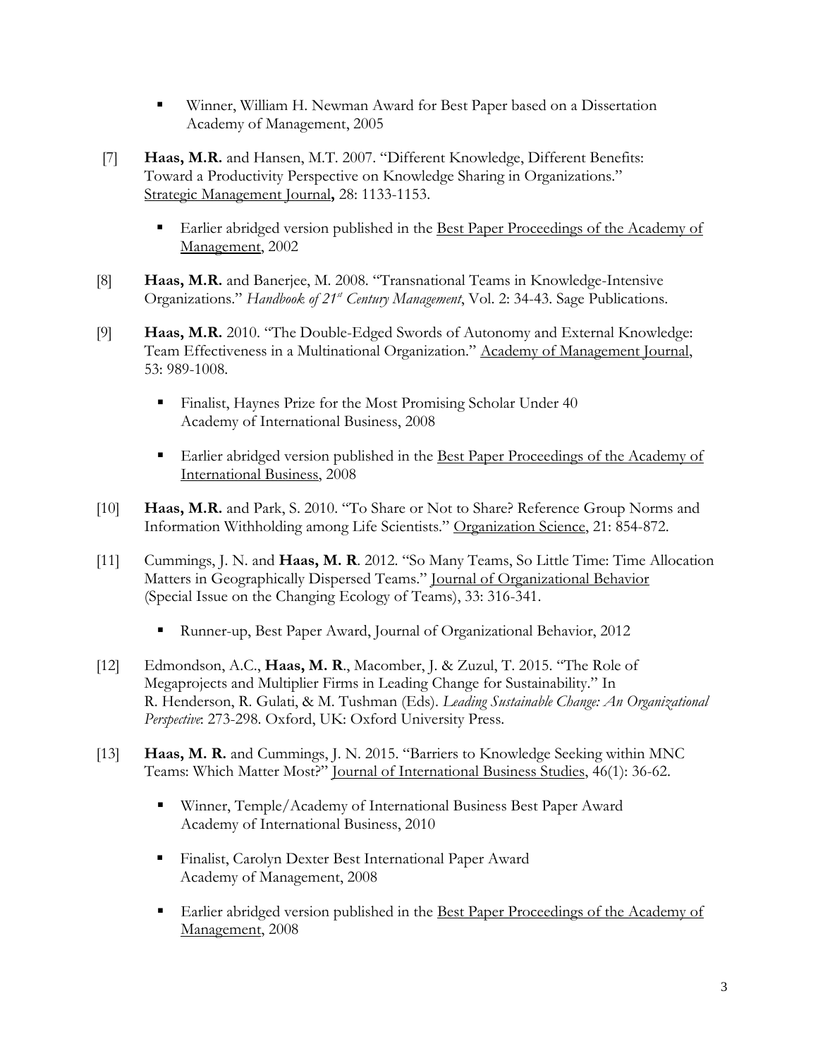- Winner, William H. Newman Award for Best Paper based on a Dissertation Academy of Management, 2005

[7] **Haas, M.R.** and Hansen, M.T. 2007. "Different Knowledge, Different Benefits: Toward a Productivity Perspective on Knowledge Sharing in Organizations." Strategic Management Journal**,** 28: 1133-1153.

- Earlier abridged version published in the Best Paper Proceedings of the Academy of Management, 2002

[8] **Haas, M.R.** and Banerjee, M. 2008. "Transnational Teams in Knowledge-Intensive Organizations." *Handbook of 21st Century Management*, Vol. 2: 34-43. Sage Publications.

[9] **Haas, M.R.** 2010. "The Double-Edged Swords of Autonomy and External Knowledge: Team Effectiveness in a Multinational Organization." Academy of Management Journal, 53: 989-1008.

- Finalist, Haynes Prize for the Most Promising Scholar Under 40 Academy of International Business, 2008
- Earlier abridged version published in the Best Paper Proceedings of the Academy of International Business, 2008

[10] **Haas, M.R.** and Park, S. 2010. "To Share or Not to Share? Reference Group Norms and Information Withholding among Life Scientists." Organization Science, 21: 854-872.

[11] Cummings, J. N. and **Haas, M. R**. 2012. "So Many Teams, So Little Time: Time Allocation Matters in Geographically Dispersed Teams." Journal of Organizational Behavior (Special Issue on the Changing Ecology of Teams), 33: 316-341.

- Runner-up, Best Paper Award, Journal of Organizational Behavior, 2012

[12] Edmondson, A.C., **Haas, M. R**., Macomber, J. & Zuzul, T. 2015. "The Role of Megaprojects and Multiplier Firms in Leading Change for Sustainability." In R. Henderson, R. Gulati, & M. Tushman (Eds). *Leading Sustainable Change: An Organizational Perspective*: 273-298. Oxford, UK: Oxford University Press.

[13] **Haas, M. R.** and Cummings, J. N. 2015. "Barriers to Knowledge Seeking within MNC Teams: Which Matter Most?" Journal of International Business Studies, 46(1): 36-62.

- Winner, Temple/Academy of International Business Best Paper Award Academy of International Business, 2010
- Finalist, Carolyn Dexter Best International Paper Award Academy of Management, 2008
- Earlier abridged version published in the Best Paper Proceedings of the Academy of Management, 2008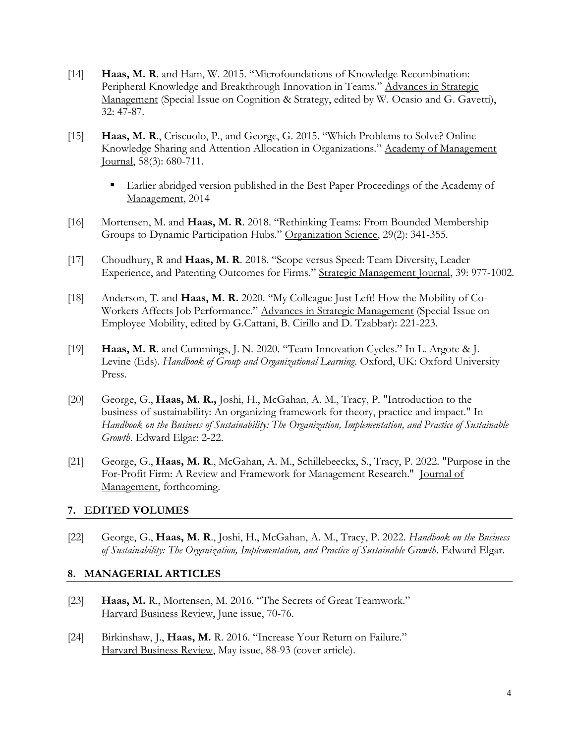[14] **Haas, M. R**. and Ham, W. 2015. "Microfoundations of Knowledge Recombination: Peripheral Knowledge and Breakthrough Innovation in Teams." Advances in Strategic Management (Special Issue on Cognition & Strategy, edited by W. Ocasio and G. Gavetti), 32: 47-87.

[15] **Haas, M. R**., Criscuolo, P., and George, G. 2015. "Which Problems to Solve? Online Knowledge Sharing and Attention Allocation in Organizations." Academy of Management Journal, 58(3): 680-711.

- Earlier abridged version published in the Best Paper Proceedings of the Academy of Management, 2014

[16] Mortensen, M. and **Haas, M. R**. 2018. "Rethinking Teams: From Bounded Membership Groups to Dynamic Participation Hubs." Organization Science, 29(2): 341-355.

[17] Choudhury, R and **Haas, M. R**. 2018. "Scope versus Speed: Team Diversity, Leader Experience, and Patenting Outcomes for Firms." Strategic Management Journal, 39: 977-1002.

[18] Anderson, T. and **Haas, M. R.** 2020. "My Colleague Just Left! How the Mobility of Co-Workers Affects Job Performance." Advances in Strategic Management (Special Issue on Employee Mobility, edited by G.Cattani, B. Cirillo and D. Tzabbar): 221-223.

[19] **Haas, M. R**. and Cummings, J. N. 2020. "Team Innovation Cycles." In L. Argote & J. Levine (Eds). *Handbook of Group and Organizational Learning*. Oxford, UK: Oxford University Press.

[20] George, G., **Haas, M. R.,** Joshi, H., McGahan, A. M., Tracy, P. "Introduction to the business of sustainability: An organizing framework for theory, practice and impact." In *Handbook on the Business of Sustainability: The Organization, Implementation, and Practice of Sustainable Growth*. Edward Elgar: 2-22.

[21] George, G., **Haas, M. R**., McGahan, A. M., Schillebeeckx, S., Tracy, P. 2022. "Purpose in the For-Profit Firm: A Review and Framework for Management Research." Journal of Management, forthcoming.

## 7. EDITED VOLUMES

[22] George, G., **Haas, M. R**., Joshi, H., McGahan, A. M., Tracy, P. 2022. *Handbook on the Business of Sustainability: The Organization, Implementation, and Practice of Sustainable Growth*. Edward Elgar.

## 8. MANAGERIAL ARTICLES

[23] **Haas, M.** R., Mortensen, M. 2016. "The Secrets of Great Teamwork." Harvard Business Review, June issue, 70-76.

[24] Birkinshaw, J., **Haas, M.** R. 2016. "Increase Your Return on Failure." Harvard Business Review, May issue, 88-93 (cover article).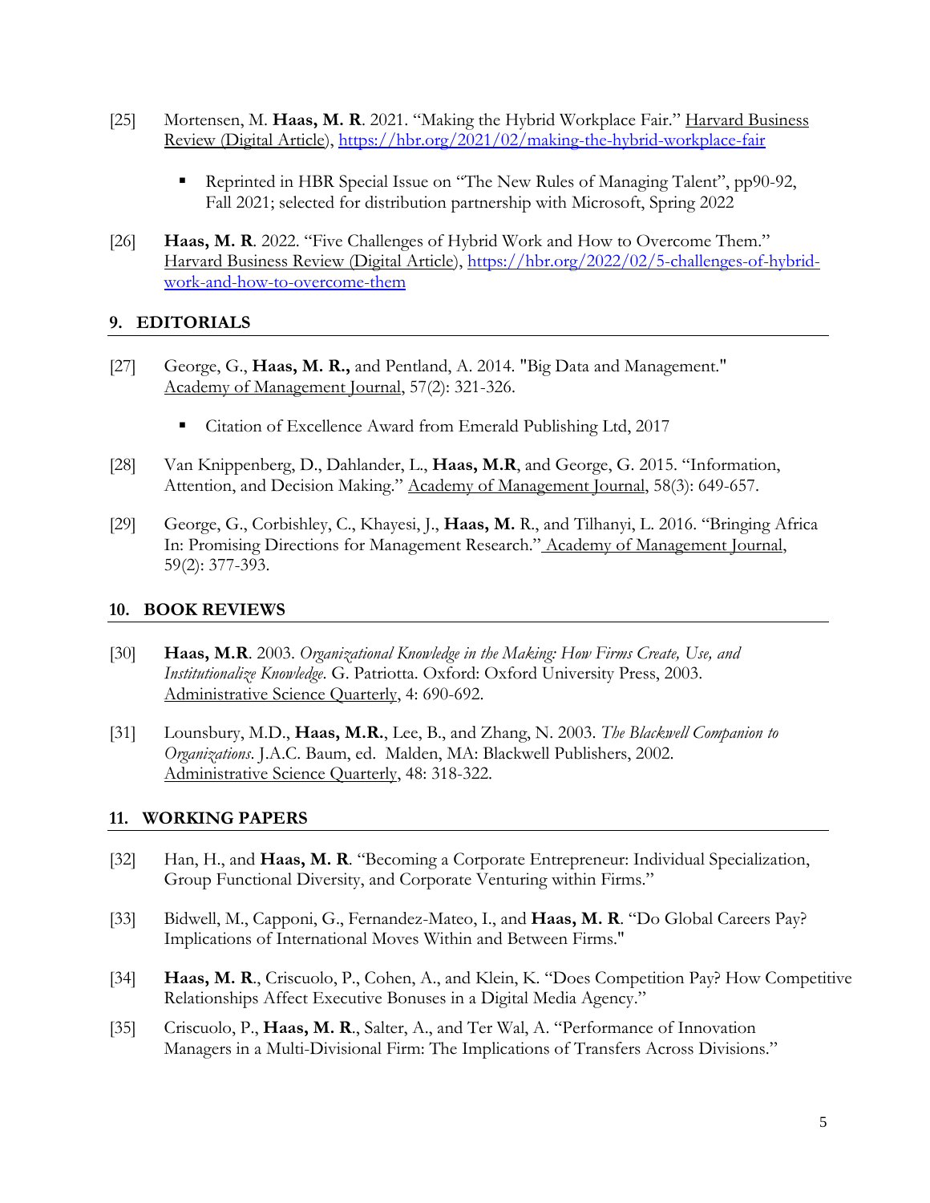[25] Mortensen, M. **Haas, M. R**. 2021. "Making the Hybrid Workplace Fair." Harvard Business Review (Digital Article), https://hbr.org/2021/02/making-the-hybrid-workplace-fair

- Reprinted in HBR Special Issue on "The New Rules of Managing Talent", pp90-92, Fall 2021; selected for distribution partnership with Microsoft, Spring 2022

[26] **Haas, M. R**. 2022. "Five Challenges of Hybrid Work and How to Overcome Them." Harvard Business Review (Digital Article), https://hbr.org/2022/02/5-challenges-of-hybrid-work-and-how-to-overcome-them

## 9. EDITORIALS

[27] George, G., **Haas, M. R.,** and Pentland, A. 2014. "Big Data and Management." Academy of Management Journal, 57(2): 321-326.

- Citation of Excellence Award from Emerald Publishing Ltd, 2017

[28] Van Knippenberg, D., Dahlander, L., **Haas, M.R**, and George, G. 2015. "Information, Attention, and Decision Making." Academy of Management Journal, 58(3): 649-657.

[29] George, G., Corbishley, C., Khayesi, J., **Haas, M.** R., and Tilhanyi, L. 2016. "Bringing Africa In: Promising Directions for Management Research." Academy of Management Journal, 59(2): 377-393.

## 10. BOOK REVIEWS

[30] **Haas, M.R**. 2003. *Organizational Knowledge in the Making: How Firms Create, Use, and Institutionalize Knowledge*. G. Patriotta. Oxford: Oxford University Press, 2003. Administrative Science Quarterly, 4: 690-692.

[31] Lounsbury, M.D., **Haas, M.R.**, Lee, B., and Zhang, N. 2003. *The Blackwell Companion to Organizations*. J.A.C. Baum, ed. Malden, MA: Blackwell Publishers, 2002. Administrative Science Quarterly, 48: 318-322.

## 11. WORKING PAPERS

[32] Han, H., and **Haas, M. R**. "Becoming a Corporate Entrepreneur: Individual Specialization, Group Functional Diversity, and Corporate Venturing within Firms."

[33] Bidwell, M., Capponi, G., Fernandez-Mateo, I., and **Haas, M. R**. "Do Global Careers Pay? Implications of International Moves Within and Between Firms."

[34] **Haas, M. R**., Criscuolo, P., Cohen, A., and Klein, K. "Does Competition Pay? How Competitive Relationships Affect Executive Bonuses in a Digital Media Agency."

[35] Criscuolo, P., **Haas, M. R**., Salter, A., and Ter Wal, A. "Performance of Innovation Managers in a Multi-Divisional Firm: The Implications of Transfers Across Divisions."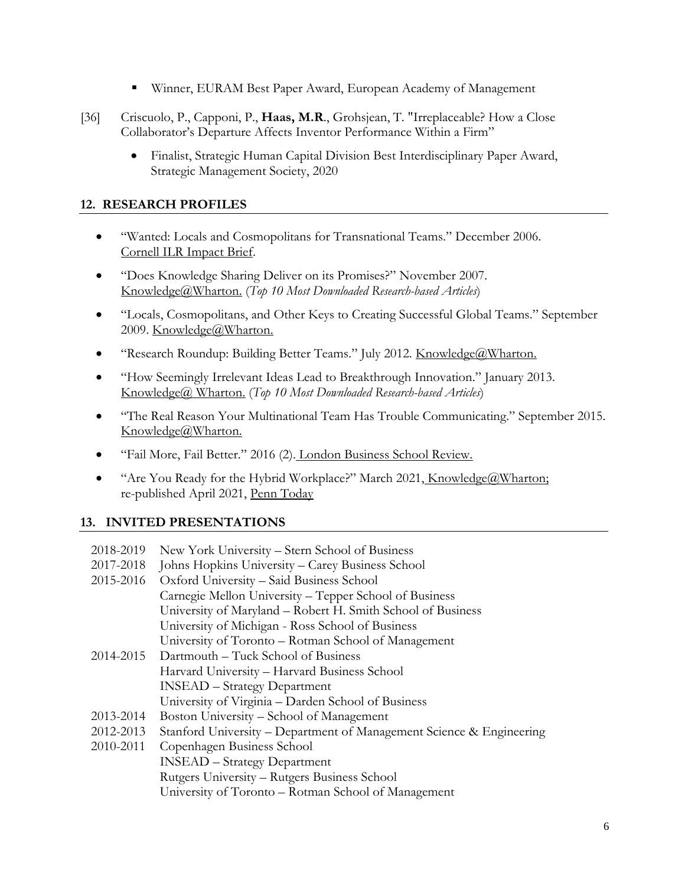- Winner, EURAM Best Paper Award, European Academy of Management

[36] Criscuolo, P., Capponi, P., **Haas, M.R**., Grohsjean, T. "Irreplaceable? How a Close Collaborator's Departure Affects Inventor Performance Within a Firm"

- Finalist, Strategic Human Capital Division Best Interdisciplinary Paper Award, Strategic Management Society, 2020

## 12. RESEARCH PROFILES

- "Wanted: Locals and Cosmopolitans for Transnational Teams." December 2006. Cornell ILR Impact Brief.
- "Does Knowledge Sharing Deliver on its Promises?" November 2007. Knowledge@Wharton. (*Top 10 Most Downloaded Research-based Articles*)
- "Locals, Cosmopolitans, and Other Keys to Creating Successful Global Teams." September 2009. Knowledge@Wharton.
- "Research Roundup: Building Better Teams." July 2012. Knowledge@Wharton.
- "How Seemingly Irrelevant Ideas Lead to Breakthrough Innovation." January 2013. Knowledge@ Wharton. (*Top 10 Most Downloaded Research-based Articles*)
- "The Real Reason Your Multinational Team Has Trouble Communicating." September 2015. Knowledge@Wharton.
- "Fail More, Fail Better." 2016 (2). London Business School Review.
- "Are You Ready for the Hybrid Workplace?" March 2021, Knowledge@Wharton; re-published April 2021, Penn Today

## 13. INVITED PRESENTATIONS

| | |
|---|---|
| 2018-2019 | New York University – Stern School of Business |
| 2017-2018 | Johns Hopkins University – Carey Business School |
| 2015-2016 | Oxford University – Said Business School |
| | Carnegie Mellon University – Tepper School of Business |
| | University of Maryland – Robert H. Smith School of Business |
| | University of Michigan - Ross School of Business |
| | University of Toronto – Rotman School of Management |
| 2014-2015 | Dartmouth – Tuck School of Business |
| | Harvard University – Harvard Business School |
| | INSEAD – Strategy Department |
| | University of Virginia – Darden School of Business |
| 2013-2014 | Boston University – School of Management |
| 2012-2013 | Stanford University – Department of Management Science & Engineering |
| 2010-2011 | Copenhagen Business School |
| | INSEAD – Strategy Department |
| | Rutgers University – Rutgers Business School |
| | University of Toronto – Rotman School of Management |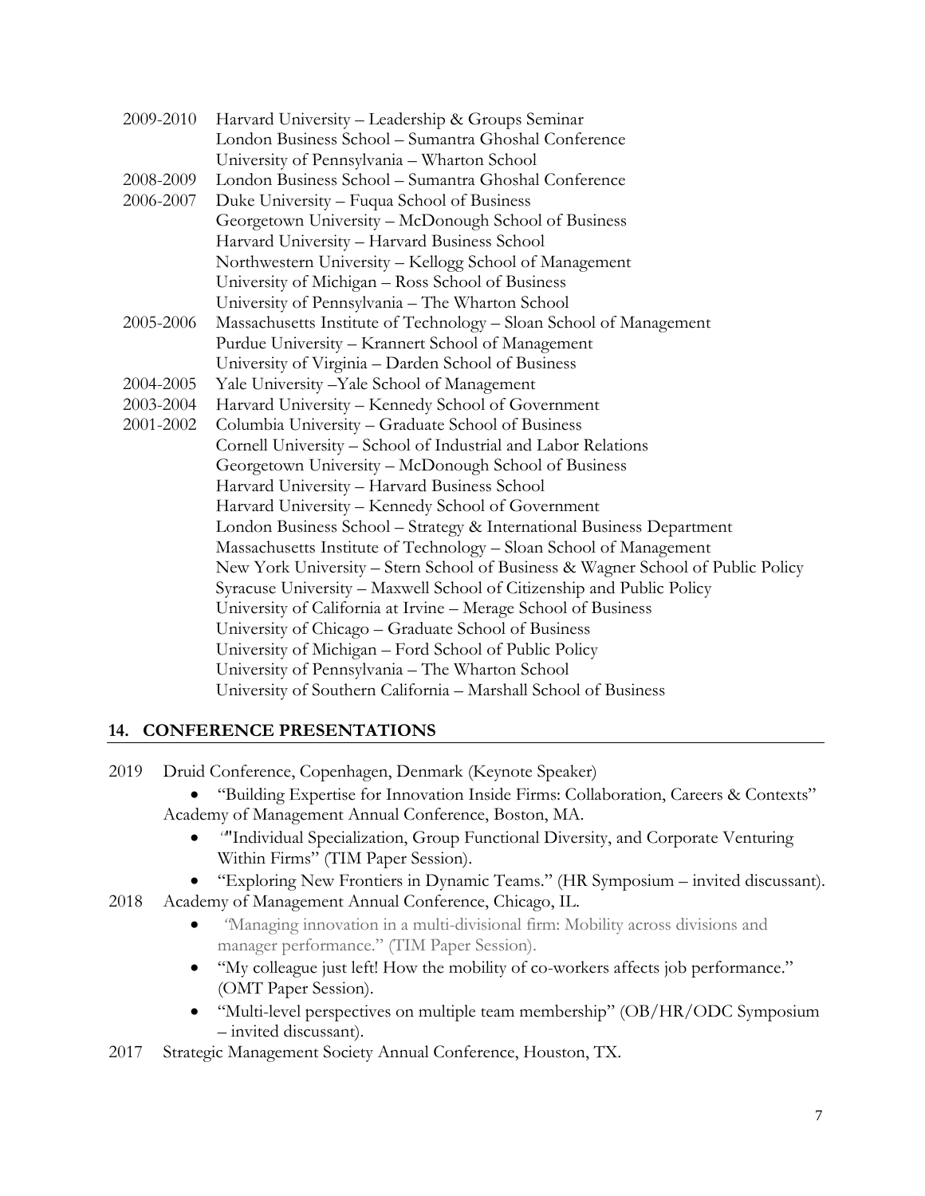| | |
|---|---|
| 2009-2010 | Harvard University – Leadership & Groups Seminar |
| | London Business School – Sumantra Ghoshal Conference |
| | University of Pennsylvania – Wharton School |
| 2008-2009 | London Business School – Sumantra Ghoshal Conference |
| 2006-2007 | Duke University – Fuqua School of Business |
| | Georgetown University – McDonough School of Business |
| | Harvard University – Harvard Business School |
| | Northwestern University – Kellogg School of Management |
| | University of Michigan – Ross School of Business |
| | University of Pennsylvania – The Wharton School |
| 2005-2006 | Massachusetts Institute of Technology – Sloan School of Management |
| | Purdue University – Krannert School of Management |
| | University of Virginia – Darden School of Business |
| 2004-2005 | Yale University –Yale School of Management |
| 2003-2004 | Harvard University – Kennedy School of Government |
| 2001-2002 | Columbia University – Graduate School of Business |
| | Cornell University – School of Industrial and Labor Relations |
| | Georgetown University – McDonough School of Business |
| | Harvard University – Harvard Business School |
| | Harvard University – Kennedy School of Government |
| | London Business School – Strategy & International Business Department |
| | Massachusetts Institute of Technology – Sloan School of Management |
| | New York University – Stern School of Business & Wagner School of Public Policy |
| | Syracuse University – Maxwell School of Citizenship and Public Policy |
| | University of California at Irvine – Merage School of Business |
| | University of Chicago – Graduate School of Business |
| | University of Michigan – Ford School of Public Policy |
| | University of Pennsylvania – The Wharton School |
| | University of Southern California – Marshall School of Business |

## 14. CONFERENCE PRESENTATIONS

2019 Druid Conference, Copenhagen, Denmark (Keynote Speaker)

- "Building Expertise for Innovation Inside Firms: Collaboration, Careers & Contexts"

Academy of Management Annual Conference, Boston, MA.

- ""Individual Specialization, Group Functional Diversity, and Corporate Venturing Within Firms" (TIM Paper Session).
- "Exploring New Frontiers in Dynamic Teams." (HR Symposium – invited discussant).

2018 Academy of Management Annual Conference, Chicago, IL.

- "Managing innovation in a multi-divisional firm: Mobility across divisions and manager performance." (TIM Paper Session).
- "My colleague just left! How the mobility of co-workers affects job performance." (OMT Paper Session).
- "Multi-level perspectives on multiple team membership" (OB/HR/ODC Symposium – invited discussant).

2017 Strategic Management Society Annual Conference, Houston, TX.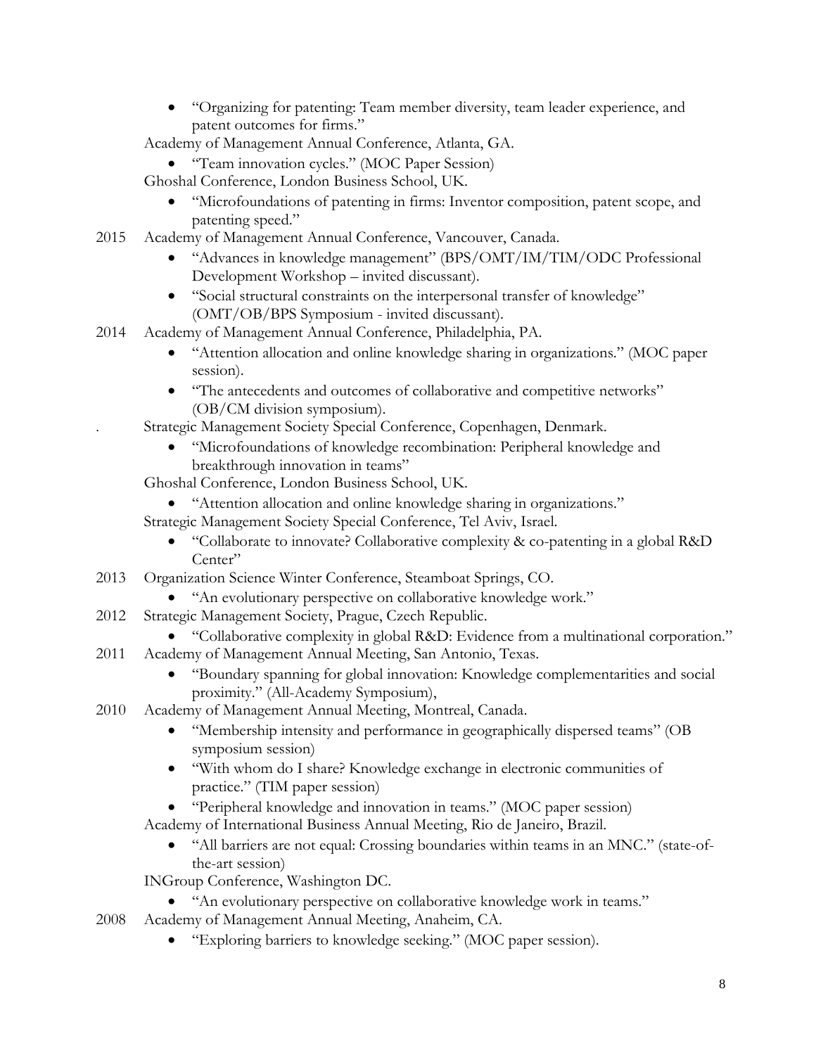- "Organizing for patenting: Team member diversity, team leader experience, and patent outcomes for firms."

Academy of Management Annual Conference, Atlanta, GA.

- "Team innovation cycles." (MOC Paper Session)

Ghoshal Conference, London Business School, UK.

- "Microfoundations of patenting in firms: Inventor composition, patent scope, and patenting speed."

2015 Academy of Management Annual Conference, Vancouver, Canada.

- "Advances in knowledge management" (BPS/OMT/IM/TIM/ODC Professional Development Workshop – invited discussant).
- "Social structural constraints on the interpersonal transfer of knowledge" (OMT/OB/BPS Symposium - invited discussant).

2014 Academy of Management Annual Conference, Philadelphia, PA.

- "Attention allocation and online knowledge sharing in organizations." (MOC paper session).
- "The antecedents and outcomes of collaborative and competitive networks" (OB/CM division symposium).

. Strategic Management Society Special Conference, Copenhagen, Denmark.

- "Microfoundations of knowledge recombination: Peripheral knowledge and breakthrough innovation in teams"

Ghoshal Conference, London Business School, UK.

- "Attention allocation and online knowledge sharing in organizations."

Strategic Management Society Special Conference, Tel Aviv, Israel.

- "Collaborate to innovate? Collaborative complexity & co-patenting in a global R&D Center"

2013 Organization Science Winter Conference, Steamboat Springs, CO.

- "An evolutionary perspective on collaborative knowledge work."

2012 Strategic Management Society, Prague, Czech Republic.

- "Collaborative complexity in global R&D: Evidence from a multinational corporation."

2011 Academy of Management Annual Meeting, San Antonio, Texas.

- "Boundary spanning for global innovation: Knowledge complementarities and social proximity." (All-Academy Symposium),

2010 Academy of Management Annual Meeting, Montreal, Canada.

- "Membership intensity and performance in geographically dispersed teams" (OB symposium session)
- "With whom do I share? Knowledge exchange in electronic communities of practice." (TIM paper session)
- "Peripheral knowledge and innovation in teams." (MOC paper session)

Academy of International Business Annual Meeting, Rio de Janeiro, Brazil.

- "All barriers are not equal: Crossing boundaries within teams in an MNC." (state-of-the-art session)

INGroup Conference, Washington DC.

- "An evolutionary perspective on collaborative knowledge work in teams."

2008 Academy of Management Annual Meeting, Anaheim, CA.

- "Exploring barriers to knowledge seeking." (MOC paper session).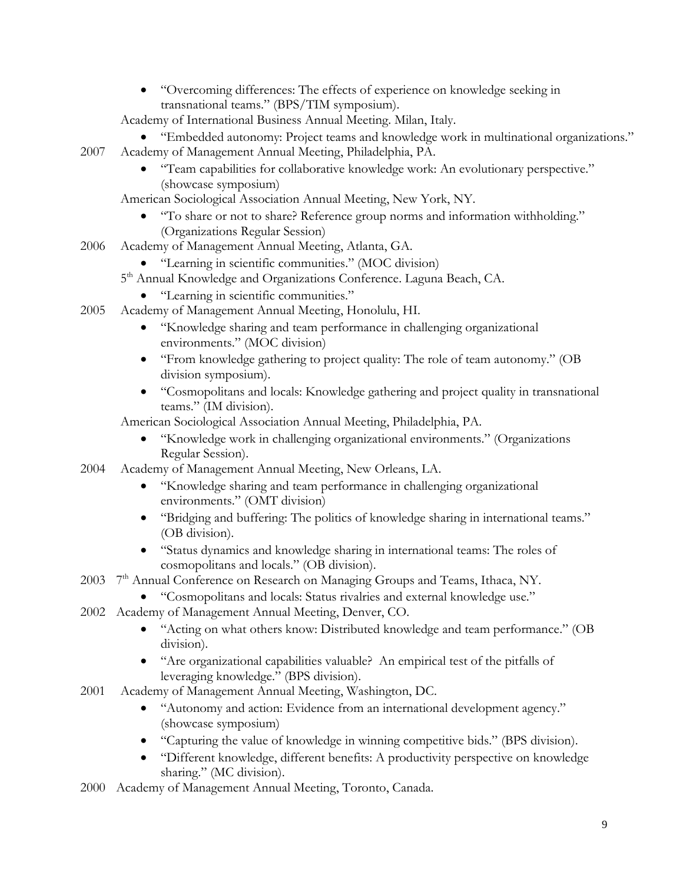- "Overcoming differences: The effects of experience on knowledge seeking in transnational teams." (BPS/TIM symposium).

Academy of International Business Annual Meeting. Milan, Italy.

- "Embedded autonomy: Project teams and knowledge work in multinational organizations."

2007 Academy of Management Annual Meeting, Philadelphia, PA.

- "Team capabilities for collaborative knowledge work: An evolutionary perspective." (showcase symposium)

American Sociological Association Annual Meeting, New York, NY.

- "To share or not to share? Reference group norms and information withholding." (Organizations Regular Session)

2006 Academy of Management Annual Meeting, Atlanta, GA.

- "Learning in scientific communities." (MOC division)

5th Annual Knowledge and Organizations Conference. Laguna Beach, CA.

- "Learning in scientific communities."

2005 Academy of Management Annual Meeting, Honolulu, HI.

- "Knowledge sharing and team performance in challenging organizational environments." (MOC division)
- "From knowledge gathering to project quality: The role of team autonomy." (OB division symposium).
- "Cosmopolitans and locals: Knowledge gathering and project quality in transnational teams." (IM division).

American Sociological Association Annual Meeting, Philadelphia, PA.

- "Knowledge work in challenging organizational environments." (Organizations Regular Session).

2004 Academy of Management Annual Meeting, New Orleans, LA.

- "Knowledge sharing and team performance in challenging organizational environments." (OMT division)
- "Bridging and buffering: The politics of knowledge sharing in international teams." (OB division).
- "Status dynamics and knowledge sharing in international teams: The roles of cosmopolitans and locals." (OB division).

2003 7th Annual Conference on Research on Managing Groups and Teams, Ithaca, NY.

- "Cosmopolitans and locals: Status rivalries and external knowledge use."

2002 Academy of Management Annual Meeting, Denver, CO.

- "Acting on what others know: Distributed knowledge and team performance." (OB division).
- "Are organizational capabilities valuable? An empirical test of the pitfalls of leveraging knowledge." (BPS division).

2001 Academy of Management Annual Meeting, Washington, DC.

- "Autonomy and action: Evidence from an international development agency." (showcase symposium)
- "Capturing the value of knowledge in winning competitive bids." (BPS division).
- "Different knowledge, different benefits: A productivity perspective on knowledge sharing." (MC division).

2000 Academy of Management Annual Meeting, Toronto, Canada.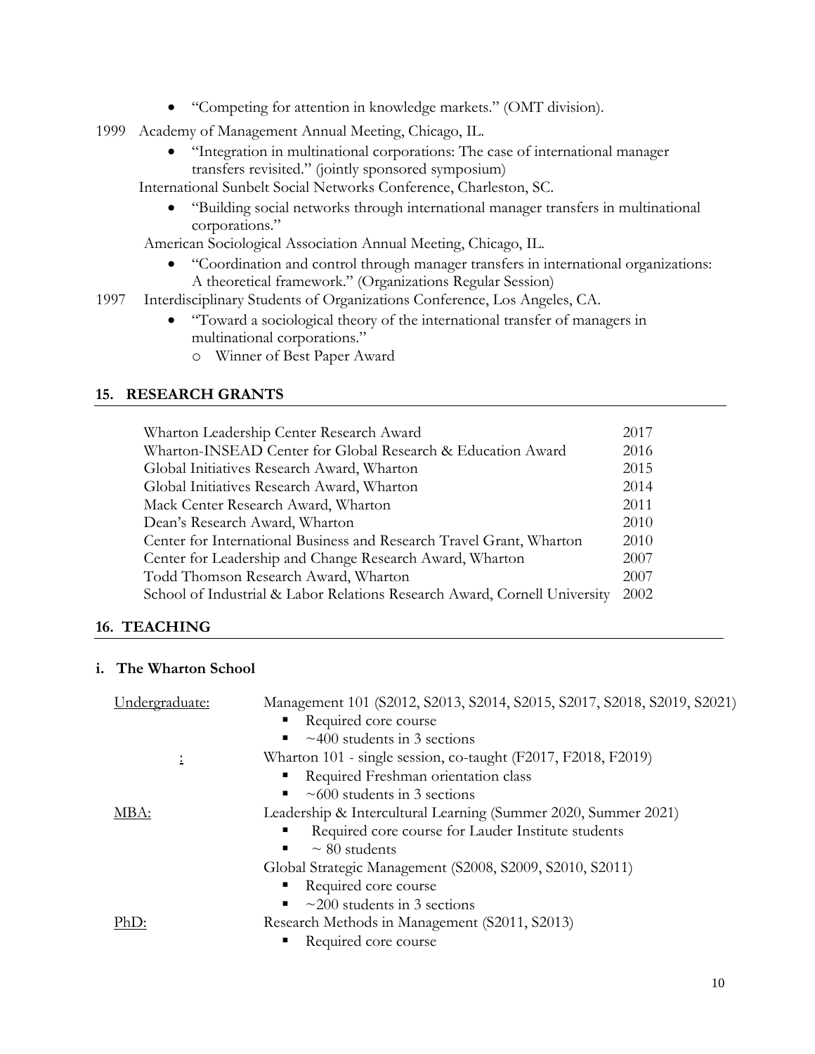- "Competing for attention in knowledge markets." (OMT division).

1999 Academy of Management Annual Meeting, Chicago, IL.

- "Integration in multinational corporations: The case of international manager transfers revisited." (jointly sponsored symposium)

International Sunbelt Social Networks Conference, Charleston, SC.

- "Building social networks through international manager transfers in multinational corporations."

American Sociological Association Annual Meeting, Chicago, IL.

- "Coordination and control through manager transfers in international organizations: A theoretical framework." (Organizations Regular Session)

1997 Interdisciplinary Students of Organizations Conference, Los Angeles, CA.

- "Toward a sociological theory of the international transfer of managers in multinational corporations."
  - Winner of Best Paper Award

## 15. RESEARCH GRANTS

| | |
|---|---|
| Wharton Leadership Center Research Award | 2017 |
| Wharton-INSEAD Center for Global Research & Education Award | 2016 |
| Global Initiatives Research Award, Wharton | 2015 |
| Global Initiatives Research Award, Wharton | 2014 |
| Mack Center Research Award, Wharton | 2011 |
| Dean's Research Award, Wharton | 2010 |
| Center for International Business and Research Travel Grant, Wharton | 2010 |
| Center for Leadership and Change Research Award, Wharton | 2007 |
| Todd Thomson Research Award, Wharton | 2007 |
| School of Industrial & Labor Relations Research Award, Cornell University | 2002 |

## 16. TEACHING

### i. The Wharton School

Undergraduate: Management 101 (S2012, S2013, S2014, S2015, S2017, S2018, S2019, S2021)

- Required core course
- ~400 students in 3 sections

: Wharton 101 - single session, co-taught (F2017, F2018, F2019)

- Required Freshman orientation class
- ~600 students in 3 sections

MBA: Leadership & Intercultural Learning (Summer 2020, Summer 2021)

- Required core course for Lauder Institute students
- ~ 80 students

Global Strategic Management (S2008, S2009, S2010, S2011)

- Required core course
- ~200 students in 3 sections

PhD: Research Methods in Management (S2011, S2013)

- Required core course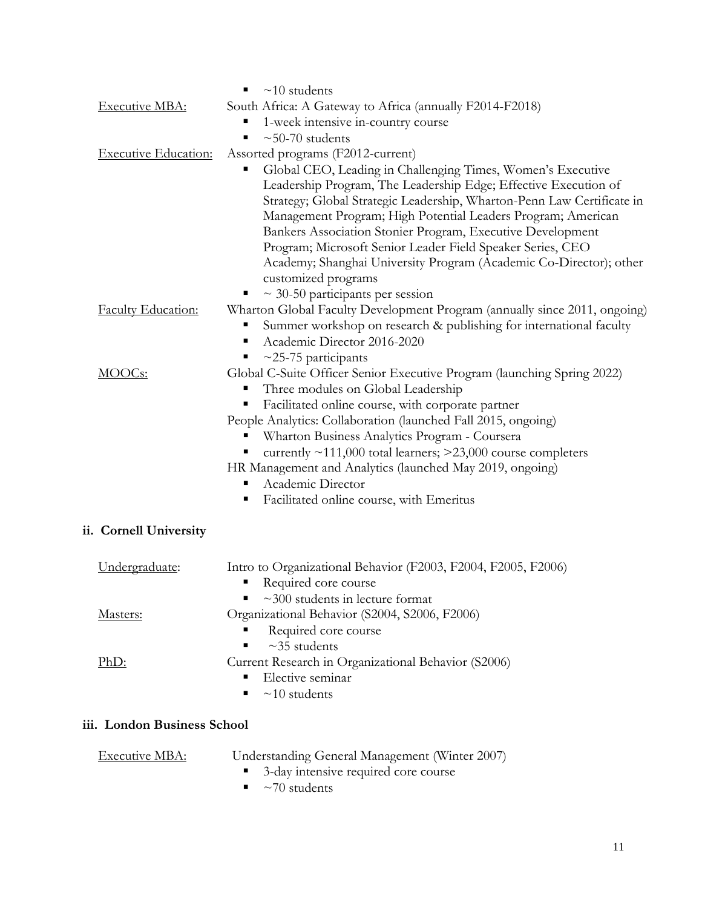- ~10 students

<u>Executive MBA:</u> South Africa: A Gateway to Africa (annually F2014-F2018)
- 1-week intensive in-country course
- ~50-70 students

<u>Executive Education:</u> Assorted programs (F2012-current)
- Global CEO, Leading in Challenging Times, Women's Executive Leadership Program, The Leadership Edge; Effective Execution of Strategy; Global Strategic Leadership, Wharton-Penn Law Certificate in Management Program; High Potential Leaders Program; American Bankers Association Stonier Program, Executive Development Program; Microsoft Senior Leader Field Speaker Series, CEO Academy; Shanghai University Program (Academic Co-Director); other customized programs
- ~ 30-50 participants per session

<u>Faculty Education:</u> Wharton Global Faculty Development Program (annually since 2011, ongoing)
- Summer workshop on research & publishing for international faculty
- Academic Director 2016-2020
- ~25-75 participants

<u>MOOCs:</u> Global C-Suite Officer Senior Executive Program (launching Spring 2022)
- Three modules on Global Leadership
- Facilitated online course, with corporate partner

People Analytics: Collaboration (launched Fall 2015, ongoing)
- Wharton Business Analytics Program - Coursera
- currently ~111,000 total learners; >23,000 course completers

HR Management and Analytics (launched May 2019, ongoing)
- Academic Director
- Facilitated online course, with Emeritus

### ii. Cornell University

<u>Undergraduate</u>: Intro to Organizational Behavior (F2003, F2004, F2005, F2006)
- Required core course
- ~300 students in lecture format

<u>Masters:</u> Organizational Behavior (S2004, S2006, F2006)
- Required core course
- ~35 students

<u>PhD:</u> Current Research in Organizational Behavior (S2006)
- Elective seminar
- ~10 students

### iii. London Business School

<u>Executive MBA:</u> Understanding General Management (Winter 2007)
- 3-day intensive required core course
- ~70 students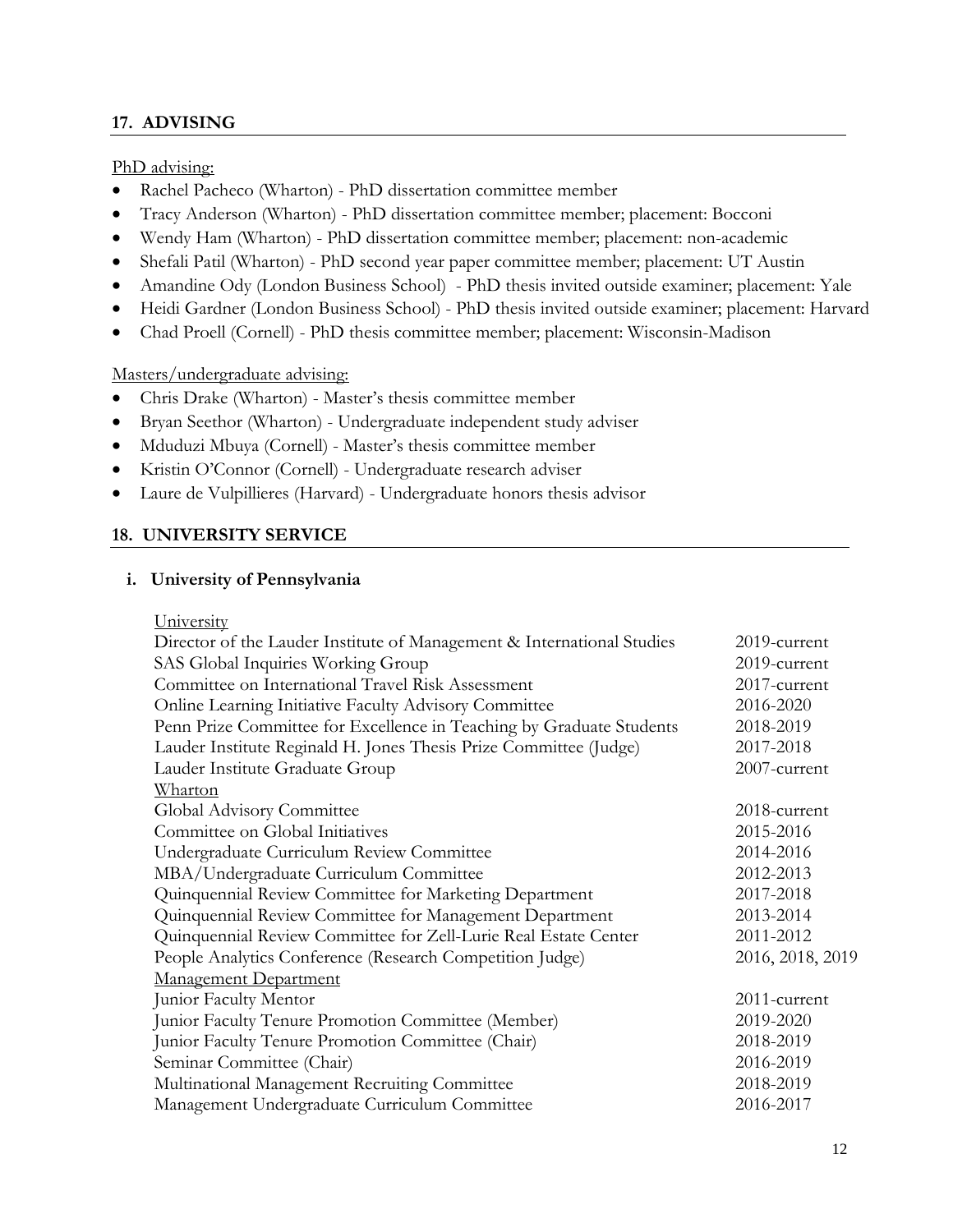## 17. ADVISING

PhD advising:

- Rachel Pacheco (Wharton) - PhD dissertation committee member
- Tracy Anderson (Wharton) - PhD dissertation committee member; placement: Bocconi
- Wendy Ham (Wharton) - PhD dissertation committee member; placement: non-academic
- Shefali Patil (Wharton) - PhD second year paper committee member; placement: UT Austin
- Amandine Ody (London Business School) - PhD thesis invited outside examiner; placement: Yale
- Heidi Gardner (London Business School) - PhD thesis invited outside examiner; placement: Harvard
- Chad Proell (Cornell) - PhD thesis committee member; placement: Wisconsin-Madison

Masters/undergraduate advising:

- Chris Drake (Wharton) - Master's thesis committee member
- Bryan Seethor (Wharton) - Undergraduate independent study adviser
- Mduduzi Mbuya (Cornell) - Master's thesis committee member
- Kristin O'Connor (Cornell) - Undergraduate research adviser
- Laure de Vulpillieres (Harvard) - Undergraduate honors thesis advisor

## 18. UNIVERSITY SERVICE

### i. University of Pennsylvania

| | |
|---|---|
| University | |
| Director of the Lauder Institute of Management & International Studies | 2019-current |
| SAS Global Inquiries Working Group | 2019-current |
| Committee on International Travel Risk Assessment | 2017-current |
| Online Learning Initiative Faculty Advisory Committee | 2016-2020 |
| Penn Prize Committee for Excellence in Teaching by Graduate Students | 2018-2019 |
| Lauder Institute Reginald H. Jones Thesis Prize Committee (Judge) | 2017-2018 |
| Lauder Institute Graduate Group | 2007-current |
| Wharton | |
| Global Advisory Committee | 2018-current |
| Committee on Global Initiatives | 2015-2016 |
| Undergraduate Curriculum Review Committee | 2014-2016 |
| MBA/Undergraduate Curriculum Committee | 2012-2013 |
| Quinquennial Review Committee for Marketing Department | 2017-2018 |
| Quinquennial Review Committee for Management Department | 2013-2014 |
| Quinquennial Review Committee for Zell-Lurie Real Estate Center | 2011-2012 |
| People Analytics Conference (Research Competition Judge) | 2016, 2018, 2019 |
| Management Department | |
| Junior Faculty Mentor | 2011-current |
| Junior Faculty Tenure Promotion Committee (Member) | 2019-2020 |
| Junior Faculty Tenure Promotion Committee (Chair) | 2018-2019 |
| Seminar Committee (Chair) | 2016-2019 |
| Multinational Management Recruiting Committee | 2018-2019 |
| Management Undergraduate Curriculum Committee | 2016-2017 |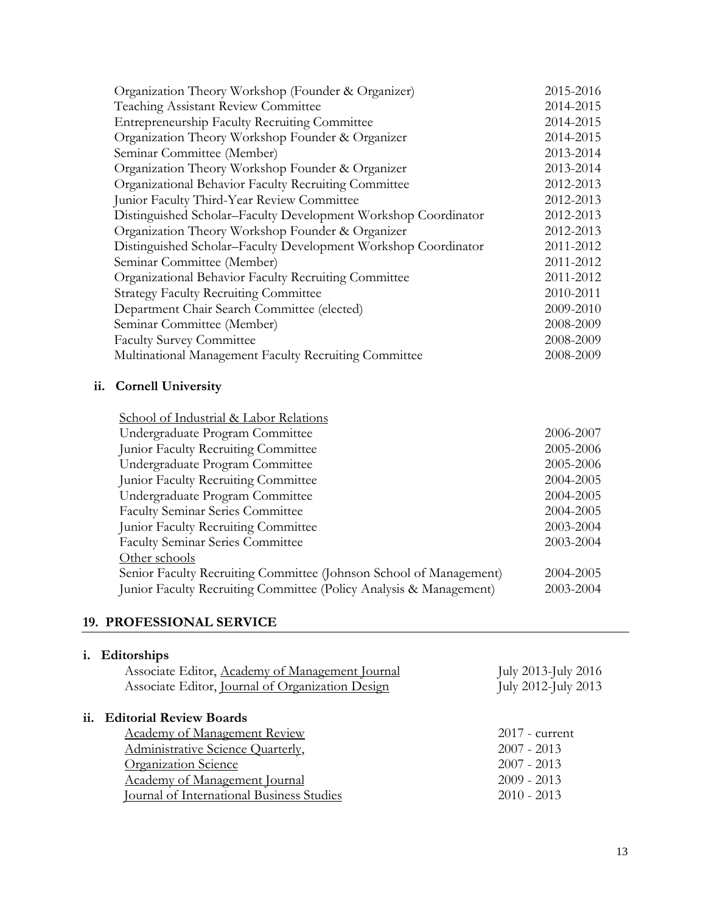| | |
|---|---|
| Organization Theory Workshop (Founder & Organizer) | 2015-2016 |
| Teaching Assistant Review Committee | 2014-2015 |
| Entrepreneurship Faculty Recruiting Committee | 2014-2015 |
| Organization Theory Workshop Founder & Organizer | 2014-2015 |
| Seminar Committee (Member) | 2013-2014 |
| Organization Theory Workshop Founder & Organizer | 2013-2014 |
| Organizational Behavior Faculty Recruiting Committee | 2012-2013 |
| Junior Faculty Third-Year Review Committee | 2012-2013 |
| Distinguished Scholar–Faculty Development Workshop Coordinator | 2012-2013 |
| Organization Theory Workshop Founder & Organizer | 2012-2013 |
| Distinguished Scholar–Faculty Development Workshop Coordinator | 2011-2012 |
| Seminar Committee (Member) | 2011-2012 |
| Organizational Behavior Faculty Recruiting Committee | 2011-2012 |
| Strategy Faculty Recruiting Committee | 2010-2011 |
| Department Chair Search Committee (elected) | 2009-2010 |
| Seminar Committee (Member) | 2008-2009 |
| Faculty Survey Committee | 2008-2009 |
| Multinational Management Faculty Recruiting Committee | 2008-2009 |

### ii. Cornell University

<u>School of Industrial & Labor Relations</u>

| | |
|---|---|
| Undergraduate Program Committee | 2006-2007 |
| Junior Faculty Recruiting Committee | 2005-2006 |
| Undergraduate Program Committee | 2005-2006 |
| Junior Faculty Recruiting Committee | 2004-2005 |
| Undergraduate Program Committee | 2004-2005 |
| Faculty Seminar Series Committee | 2004-2005 |
| Junior Faculty Recruiting Committee | 2003-2004 |
| Faculty Seminar Series Committee | 2003-2004 |

<u>Other schools</u>

| | |
|---|---|
| Senior Faculty Recruiting Committee (Johnson School of Management) | 2004-2005 |
| Junior Faculty Recruiting Committee (Policy Analysis & Management) | 2003-2004 |

## 19. PROFESSIONAL SERVICE

### i. Editorships

| | |
|---|---|
| Associate Editor, <u>Academy of Management Journal</u> | July 2013-July 2016 |
| Associate Editor, <u>Journal of Organization Design</u> | July 2012-July 2013 |

### ii. Editorial Review Boards

| | |
|---|---|
| <u>Academy of Management Review</u> | 2017 - current |
| <u>Administrative Science Quarterly</u>, | 2007 - 2013 |
| <u>Organization Science</u> | 2007 - 2013 |
| <u>Academy of Management Journal</u> | 2009 - 2013 |
| <u>Journal of International Business Studies</u> | 2010 - 2013 |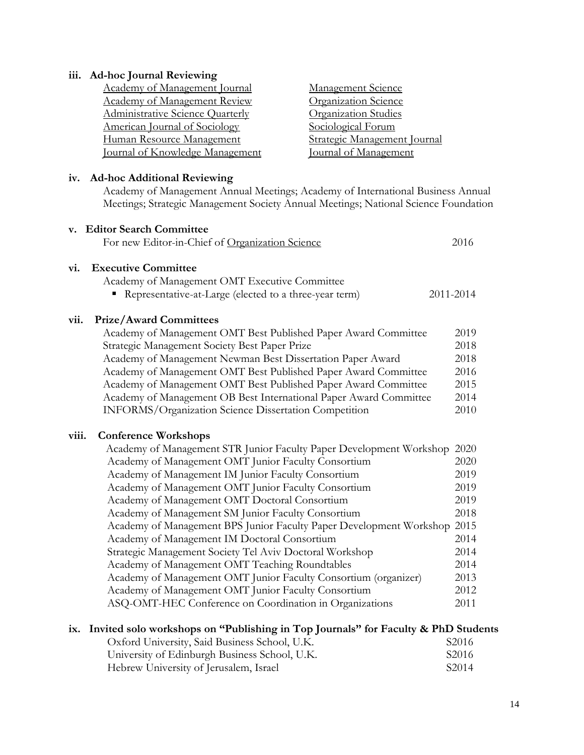**iii. Ad-hoc Journal Reviewing**

Academy of Management Journal
Academy of Management Review
Administrative Science Quarterly
American Journal of Sociology
Human Resource Management
Journal of Knowledge Management
Management Science
Organization Science
Organization Studies
Sociological Forum
Strategic Management Journal
Journal of Management

**iv. Ad-hoc Additional Reviewing**

Academy of Management Annual Meetings; Academy of International Business Annual Meetings; Strategic Management Society Annual Meetings; National Science Foundation

**v. Editor Search Committee**

For new Editor-in-Chief of Organization Science 2016

**vi. Executive Committee**

Academy of Management OMT Executive Committee

- Representative-at-Large (elected to a three-year term) 2011-2014

**vii. Prize/Award Committees**

Academy of Management OMT Best Published Paper Award Committee 2019
Strategic Management Society Best Paper Prize 2018
Academy of Management Newman Best Dissertation Paper Award 2018
Academy of Management OMT Best Published Paper Award Committee 2016
Academy of Management OMT Best Published Paper Award Committee 2015
Academy of Management OB Best International Paper Award Committee 2014
INFORMS/Organization Science Dissertation Competition 2010

**viii. Conference Workshops**

Academy of Management STR Junior Faculty Paper Development Workshop 2020
Academy of Management OMT Junior Faculty Consortium 2020
Academy of Management IM Junior Faculty Consortium 2019
Academy of Management OMT Junior Faculty Consortium 2019
Academy of Management OMT Doctoral Consortium 2019
Academy of Management SM Junior Faculty Consortium 2018
Academy of Management BPS Junior Faculty Paper Development Workshop 2015
Academy of Management IM Doctoral Consortium 2014
Strategic Management Society Tel Aviv Doctoral Workshop 2014
Academy of Management OMT Teaching Roundtables 2014
Academy of Management OMT Junior Faculty Consortium (organizer) 2013
Academy of Management OMT Junior Faculty Consortium 2012
ASQ-OMT-HEC Conference on Coordination in Organizations 2011

**ix. Invited solo workshops on "Publishing in Top Journals" for Faculty & PhD Students**

Oxford University, Said Business School, U.K. S2016
University of Edinburgh Business School, U.K. S2016
Hebrew University of Jerusalem, Israel S2014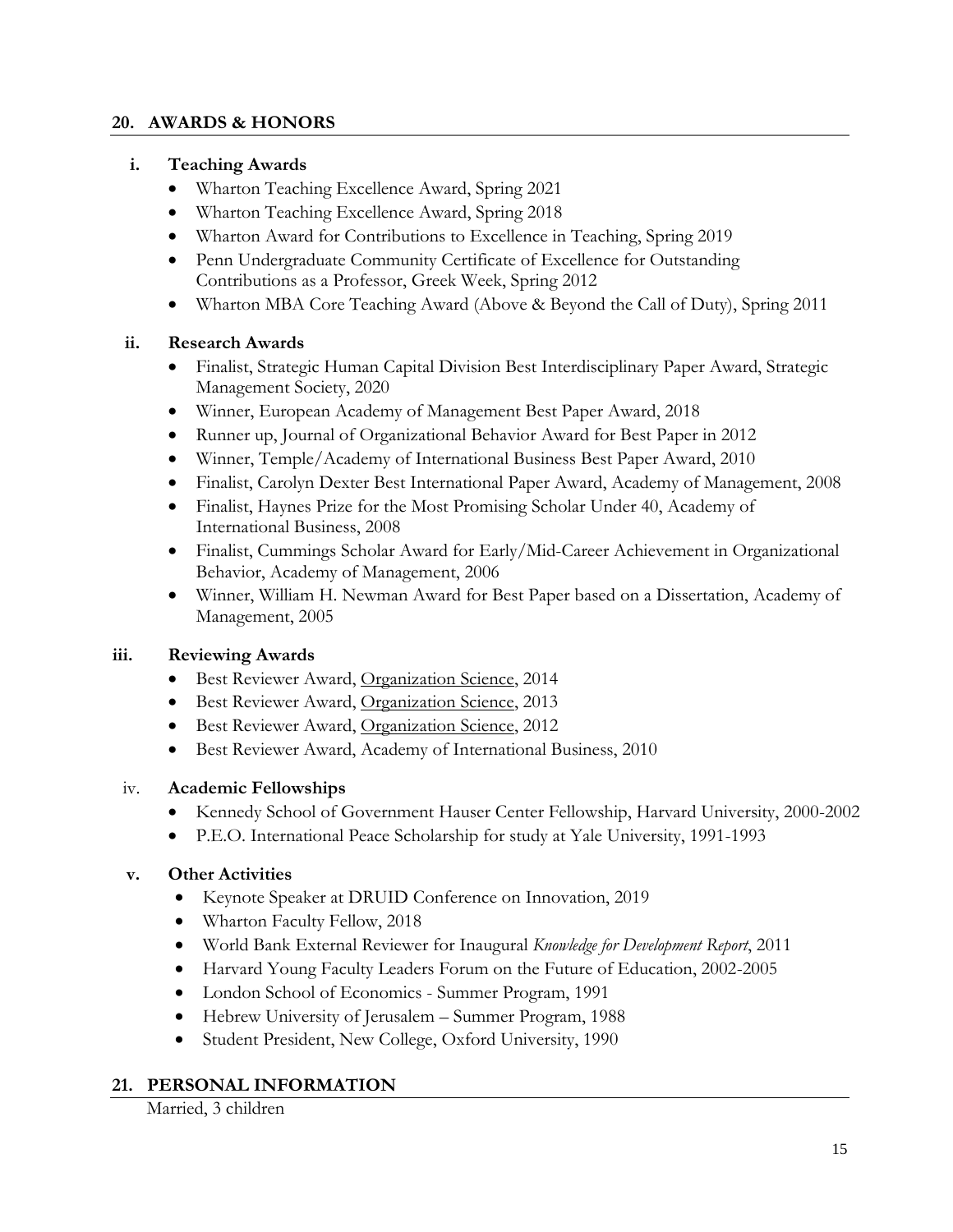## 20. AWARDS & HONORS

### i. Teaching Awards

- Wharton Teaching Excellence Award, Spring 2021
- Wharton Teaching Excellence Award, Spring 2018
- Wharton Award for Contributions to Excellence in Teaching, Spring 2019
- Penn Undergraduate Community Certificate of Excellence for Outstanding Contributions as a Professor, Greek Week, Spring 2012
- Wharton MBA Core Teaching Award (Above & Beyond the Call of Duty), Spring 2011

### ii. Research Awards

- Finalist, Strategic Human Capital Division Best Interdisciplinary Paper Award, Strategic Management Society, 2020
- Winner, European Academy of Management Best Paper Award, 2018
- Runner up, Journal of Organizational Behavior Award for Best Paper in 2012
- Winner, Temple/Academy of International Business Best Paper Award, 2010
- Finalist, Carolyn Dexter Best International Paper Award, Academy of Management, 2008
- Finalist, Haynes Prize for the Most Promising Scholar Under 40, Academy of International Business, 2008
- Finalist, Cummings Scholar Award for Early/Mid-Career Achievement in Organizational Behavior, Academy of Management, 2006
- Winner, William H. Newman Award for Best Paper based on a Dissertation, Academy of Management, 2005

### iii. Reviewing Awards

- Best Reviewer Award, <u>Organization Science</u>, 2014
- Best Reviewer Award, <u>Organization Science</u>, 2013
- Best Reviewer Award, <u>Organization Science</u>, 2012
- Best Reviewer Award, Academy of International Business, 2010

### iv. Academic Fellowships

- Kennedy School of Government Hauser Center Fellowship, Harvard University, 2000-2002
- P.E.O. International Peace Scholarship for study at Yale University, 1991-1993

### v. Other Activities

- Keynote Speaker at DRUID Conference on Innovation, 2019
- Wharton Faculty Fellow, 2018
- World Bank External Reviewer for Inaugural *Knowledge for Development Report*, 2011
- Harvard Young Faculty Leaders Forum on the Future of Education, 2002-2005
- London School of Economics - Summer Program, 1991
- Hebrew University of Jerusalem – Summer Program, 1988
- Student President, New College, Oxford University, 1990

## 21. PERSONAL INFORMATION

Married, 3 children